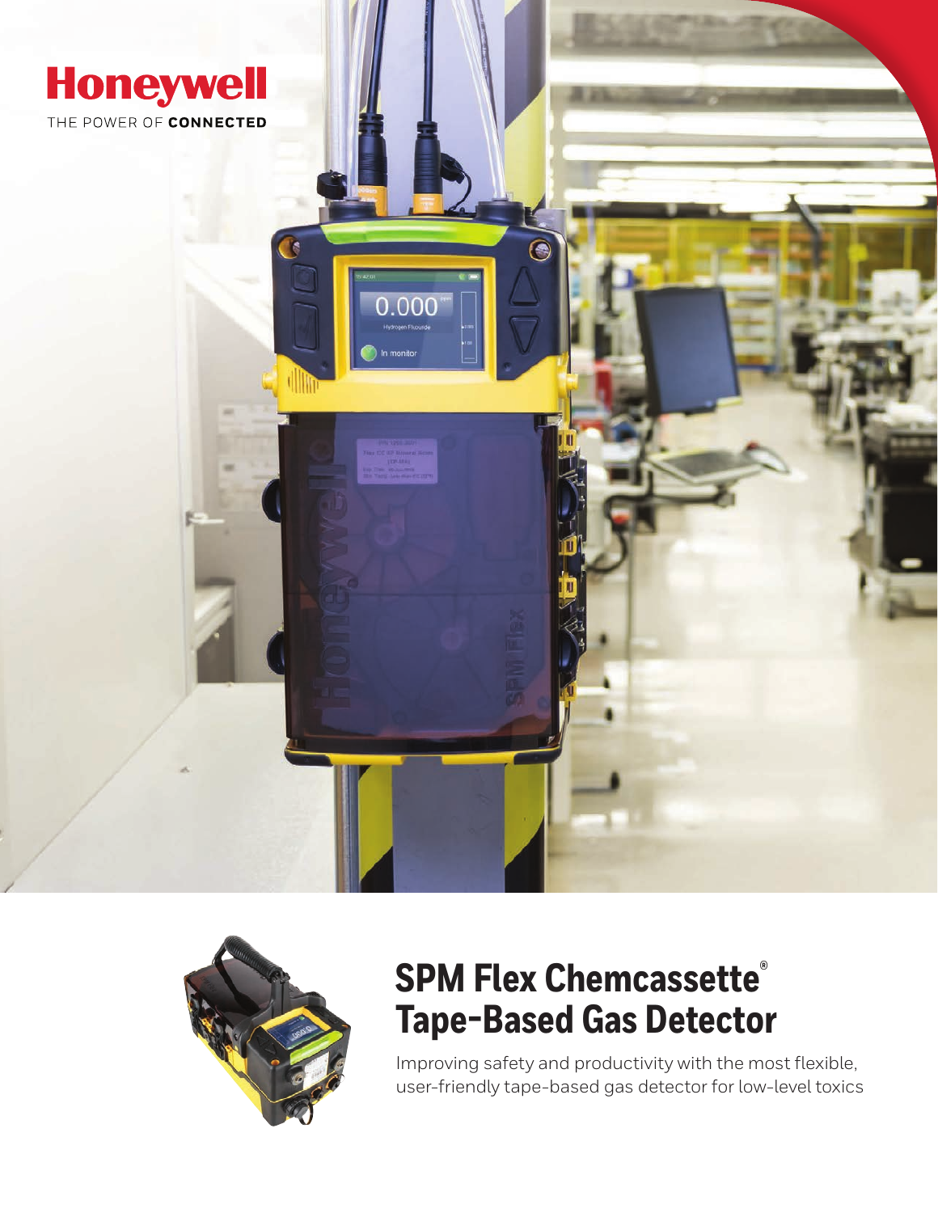Honeywell

THE POWER OF **CONNECTED**

# SPM Flex Chemcassette® Tape-Based Gas Detector

Improving safety and productivity with the most flexible, user-friendly tape-based gas detector for low-level toxics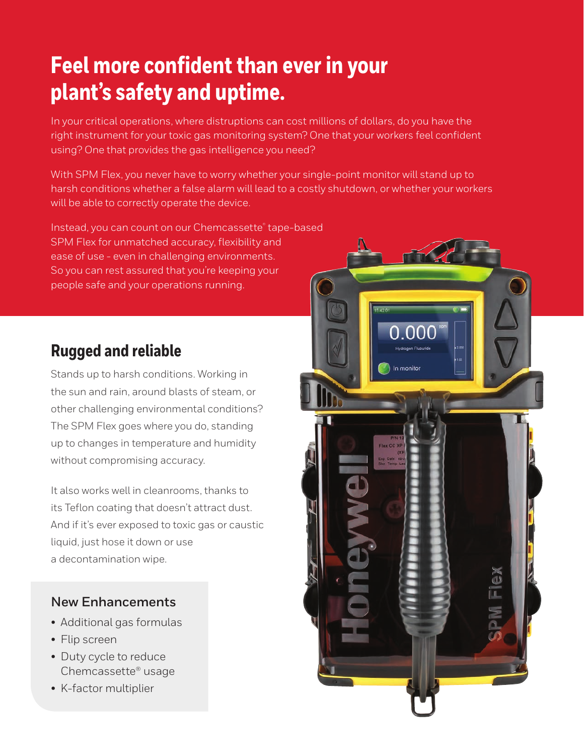# Feel more confident than ever in your plant's safety and uptime.

In your critical operations, where distruptions can cost millions of dollars, do you have the right instrument for your toxic gas monitoring system? One that your workers feel confident using? One that provides the gas intelligence you need?

With SPM Flex, you never have to worry whether your single-point monitor will stand up to harsh conditions whether a false alarm will lead to a costly shutdown, or whether your workers will be able to correctly operate the device.

Instead, you can count on our Chemcassette® tape-based SPM Flex for unmatched accuracy, flexibility and ease of use - even in challenging environments. So you can rest assured that you're keeping your people safe and your operations running.

## Rugged and reliable

Stands up to harsh conditions. Working in the sun and rain, around blasts of steam, or other challenging environmental conditions? The SPM Flex goes where you do, standing up to changes in temperature and humidity without compromising accuracy.

It also works well in cleanrooms, thanks to its Teflon coating that doesn't attract dust. And if it's ever exposed to toxic gas or caustic liquid, just hose it down or use a decontamination wipe.

### New Enhancements

- Additional gas formulas
- Flip screen
- Duty cycle to reduce Chemcassette® usage
- K-factor multiplier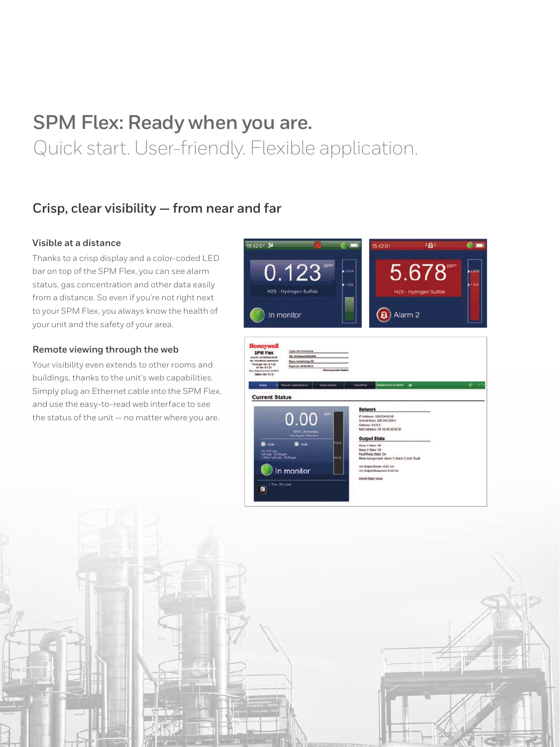# SPM Flex: Ready when you are.

Quick start. User-friendly. Flexible application.

## Crisp, clear visibility — from near and far

### Visible at a distance

Thanks to a crisp display and a color-coded LED bar on top of the SPM Flex, you can see alarm status, gas concentration and other data easily from a distance. So even if you're not right next to your SPM Flex, you always know the health of your unit and the safety of your area.

### Remote viewing through the web

Your visibility even extends to other rooms and buildings, thanks to the unit's web capabilities. Simply plug an Ethernet cable into the SPM Flex, and use the easy-to-read web interface to see the status of the unit — no matter where you are.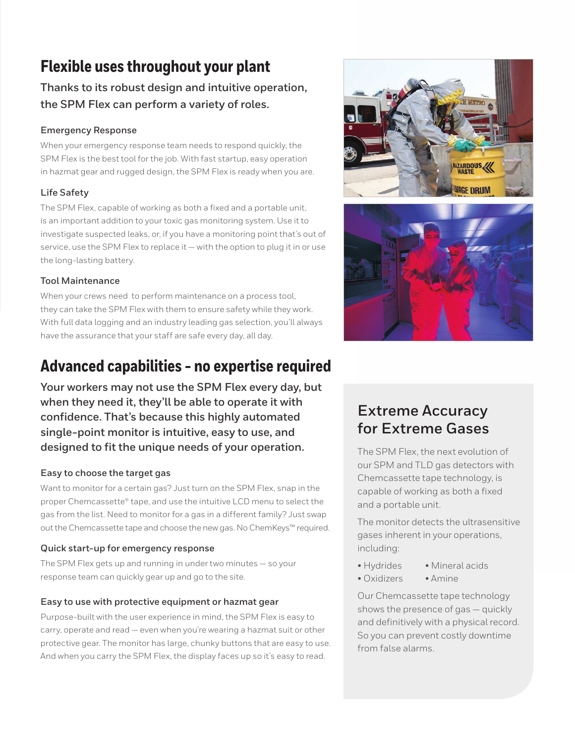# Flexible uses throughout your plant

**Thanks to its robust design and intuitive operation, the SPM Flex can perform a variety of roles.**

### Emergency Response

When your emergency response team needs to respond quickly, the SPM Flex is the best tool for the job. With fast startup, easy operation in hazmat gear and rugged design, the SPM Flex is ready when you are.

### Life Safety

The SPM Flex, capable of working as both a fixed and a portable unit, is an important addition to your toxic gas monitoring system. Use it to investigate suspected leaks, or, if you have a monitoring point that's out of service, use the SPM Flex to replace it — with the option to plug it in or use the long-lasting battery.

### Tool Maintenance

When your crews need to perform maintenance on a process tool, they can take the SPM Flex with them to ensure safety while they work. With full data logging and an industry leading gas selection, you'll always have the assurance that your staff are safe every day, all day.

# Advanced capabilities - no expertise required

**Your workers may not use the SPM Flex every day, but when they need it, they'll be able to operate it with confidence. That's because this highly automated single-point monitor is intuitive, easy to use, and designed to fit the unique needs of your operation.**

### Easy to choose the target gas

Want to monitor for a certain gas? Just turn on the SPM Flex, snap in the proper Chemcassette® tape, and use the intuitive LCD menu to select the gas from the list. Need to monitor for a gas in a different family? Just swap out the Chemcassette tape and choose the new gas. No ChemKeys™ required.

### Quick start-up for emergency response

The SPM Flex gets up and running in under two minutes — so your response team can quickly gear up and go to the site.

### Easy to use with protective equipment or hazmat gear

Purpose-built with the user experience in mind, the SPM Flex is easy to carry, operate and read — even when you're wearing a hazmat suit or other protective gear. The monitor has large, chunky buttons that are easy to use. And when you carry the SPM Flex, the display faces up so it's easy to read.

## Extreme Accuracy for Extreme Gases

The SPM Flex, the next evolution of our SPM and TLD gas detectors with Chemcassette tape technology, is capable of working as both a fixed and a portable unit.

The monitor detects the ultrasensitive gases inherent in your operations, including:

- Hydrides
- Oxidizers
- Mineral acids
- Amine

Our Chemcassette tape technology shows the presence of gas — quickly and definitively with a physical record. So you can prevent costly downtime from false alarms.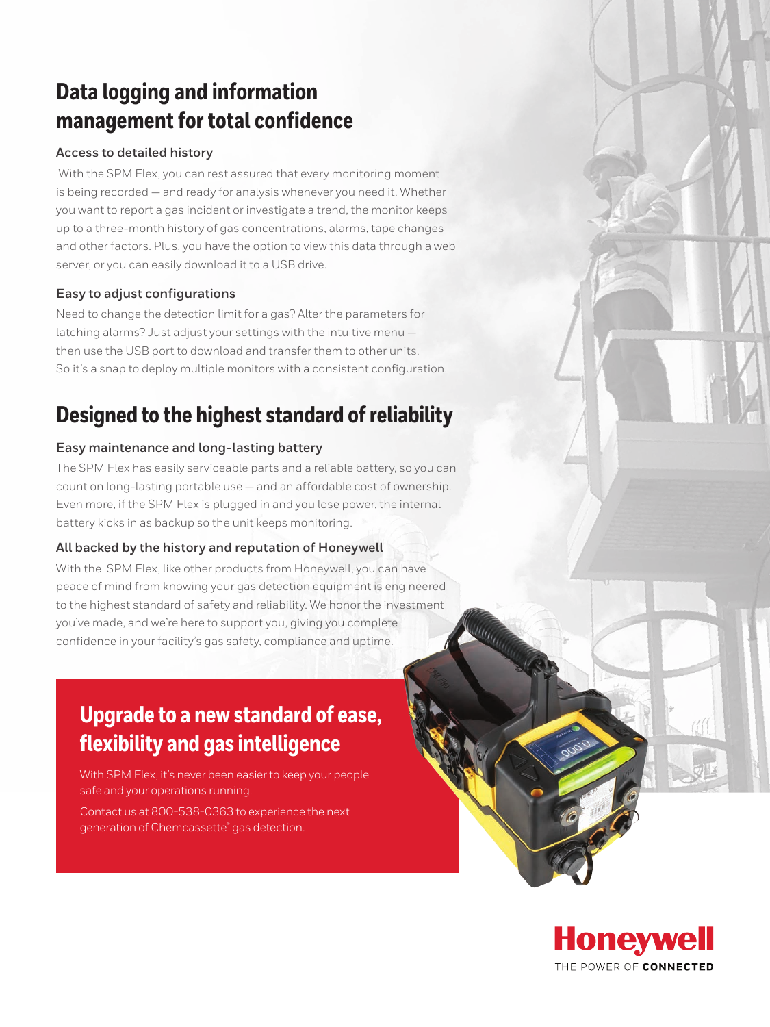# Data logging and information management for total confidence

### Access to detailed history

With the SPM Flex, you can rest assured that every monitoring moment is being recorded — and ready for analysis whenever you need it. Whether you want to report a gas incident or investigate a trend, the monitor keeps up to a three-month history of gas concentrations, alarms, tape changes and other factors. Plus, you have the option to view this data through a web server, or you can easily download it to a USB drive.

### Easy to adjust configurations

Need to change the detection limit for a gas? Alter the parameters for latching alarms? Just adjust your settings with the intuitive menu — then use the USB port to download and transfer them to other units. So it's a snap to deploy multiple monitors with a consistent configuration.

# Designed to the highest standard of reliability

### Easy maintenance and long-lasting battery

The SPM Flex has easily serviceable parts and a reliable battery, so you can count on long-lasting portable use — and an affordable cost of ownership. Even more, if the SPM Flex is plugged in and you lose power, the internal battery kicks in as backup so the unit keeps monitoring.

### All backed by the history and reputation of Honeywell

With the SPM Flex, like other products from Honeywell, you can have peace of mind from knowing your gas detection equipment is engineered to the highest standard of safety and reliability. We honor the investment you've made, and we're here to support you, giving you complete confidence in your facility's gas safety, compliance and uptime.

## Upgrade to a new standard of ease, flexibility and gas intelligence

With SPM Flex, it's never been easier to keep your people safe and your operations running.

Contact us at 800-538-0363 to experience the next generation of Chemcassette® gas detection.

Honeywell
THE POWER OF CONNECTED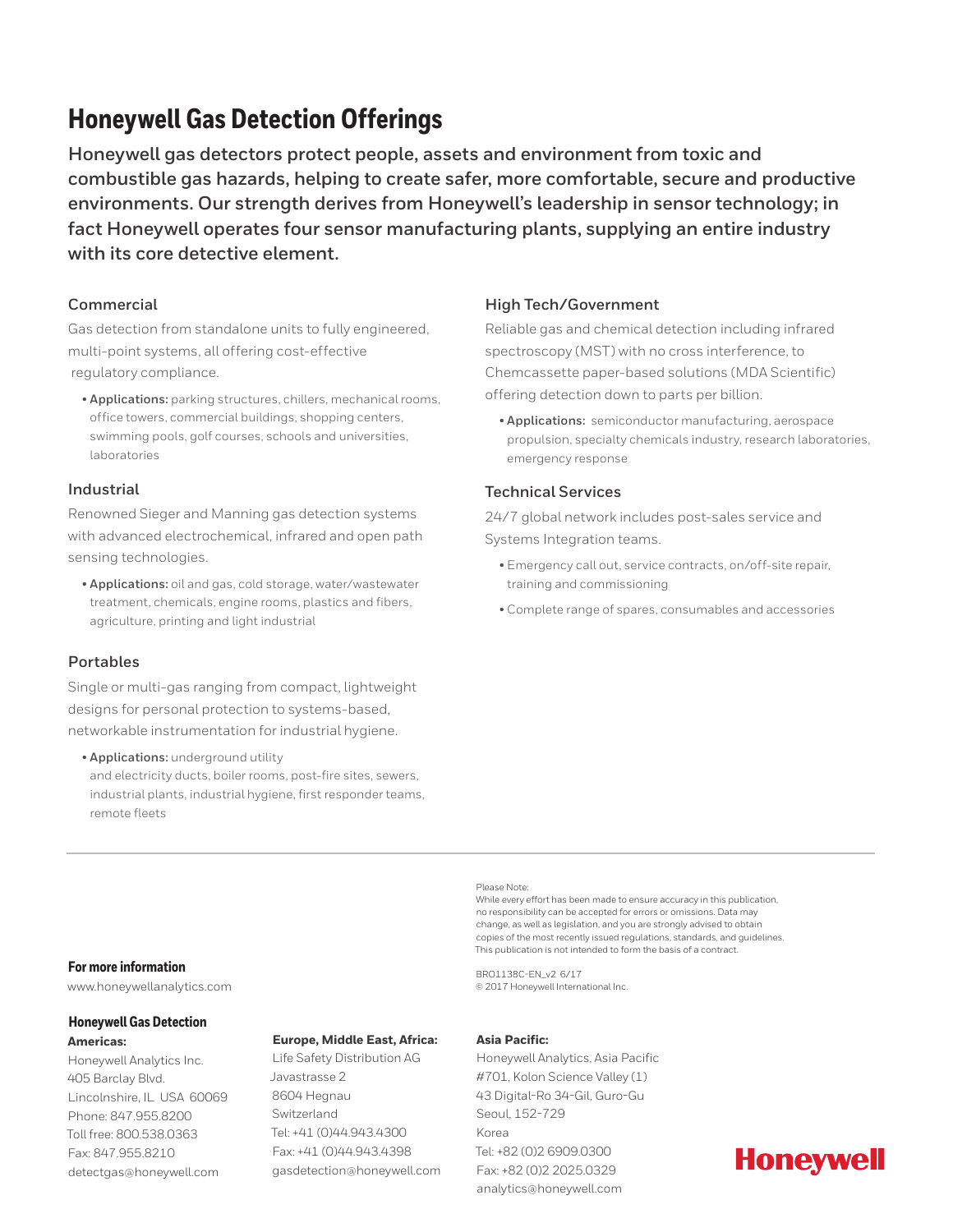# Honeywell Gas Detection Offerings

**Honeywell gas detectors protect people, assets and environment from toxic and combustible gas hazards, helping to create safer, more comfortable, secure and productive environments. Our strength derives from Honeywell's leadership in sensor technology; in fact Honeywell operates four sensor manufacturing plants, supplying an entire industry with its core detective element.**

### Commercial

Gas detection from standalone units to fully engineered, multi-point systems, all offering cost-effective regulatory compliance.

- **Applications:** parking structures, chillers, mechanical rooms, office towers, commercial buildings, shopping centers, swimming pools, golf courses, schools and universities, laboratories

### Industrial

Renowned Sieger and Manning gas detection systems with advanced electrochemical, infrared and open path sensing technologies.

- **Applications:** oil and gas, cold storage, water/wastewater treatment, chemicals, engine rooms, plastics and fibers, agriculture, printing and light industrial

### Portables

Single or multi-gas ranging from compact, lightweight designs for personal protection to systems-based, networkable instrumentation for industrial hygiene.

- **Applications:** underground utility and electricity ducts, boiler rooms, post-fire sites, sewers, industrial plants, industrial hygiene, first responder teams, remote fleets

### High Tech/Government

Reliable gas and chemical detection including infrared spectroscopy (MST) with no cross interference, to Chemcassette paper-based solutions (MDA Scientific) offering detection down to parts per billion.

- **Applications:** semiconductor manufacturing, aerospace propulsion, specialty chemicals industry, research laboratories, emergency response

### Technical Services

24/7 global network includes post-sales service and Systems Integration teams.

- Emergency call out, service contracts, on/off-site repair, training and commissioning
- Complete range of spares, consumables and accessories

---

**For more information**

www.honeywellanalytics.com

**Honeywell Gas Detection**

**Americas:**
Honeywell Analytics Inc.
405 Barclay Blvd.
Lincolnshire, IL USA 60069
Phone: 847.955.8200
Toll free: 800.538.0363
Fax: 847.955.8210
detectgas@honeywell.com

**Europe, Middle East, Africa:**
Life Safety Distribution AG
Javastrasse 2
8604 Hegnau
Switzerland
Tel: +41 (0)44.943.4300
Fax: +41 (0)44.943.4398
gasdetection@honeywell.com

**Asia Pacific:**
Honeywell Analytics, Asia Pacific
#701, Kolon Science Valley (1)
43 Digital-Ro 34-Gil, Guro-Gu
Seoul, 152-729
Korea
Tel: +82 (0)2 6909.0300
Fax: +82 (0)2 2025.0329
analytics@honeywell.com

Please Note:
While every effort has been made to ensure accuracy in this publication, no responsibility can be accepted for errors or omissions. Data may change, as well as legislation, and you are strongly advised to obtain copies of the most recently issued regulations, standards, and guidelines. This publication is not intended to form the basis of a contract.

BRO1138C-EN_v2 6/17
© 2017 Honeywell International Inc.

**Honeywell**